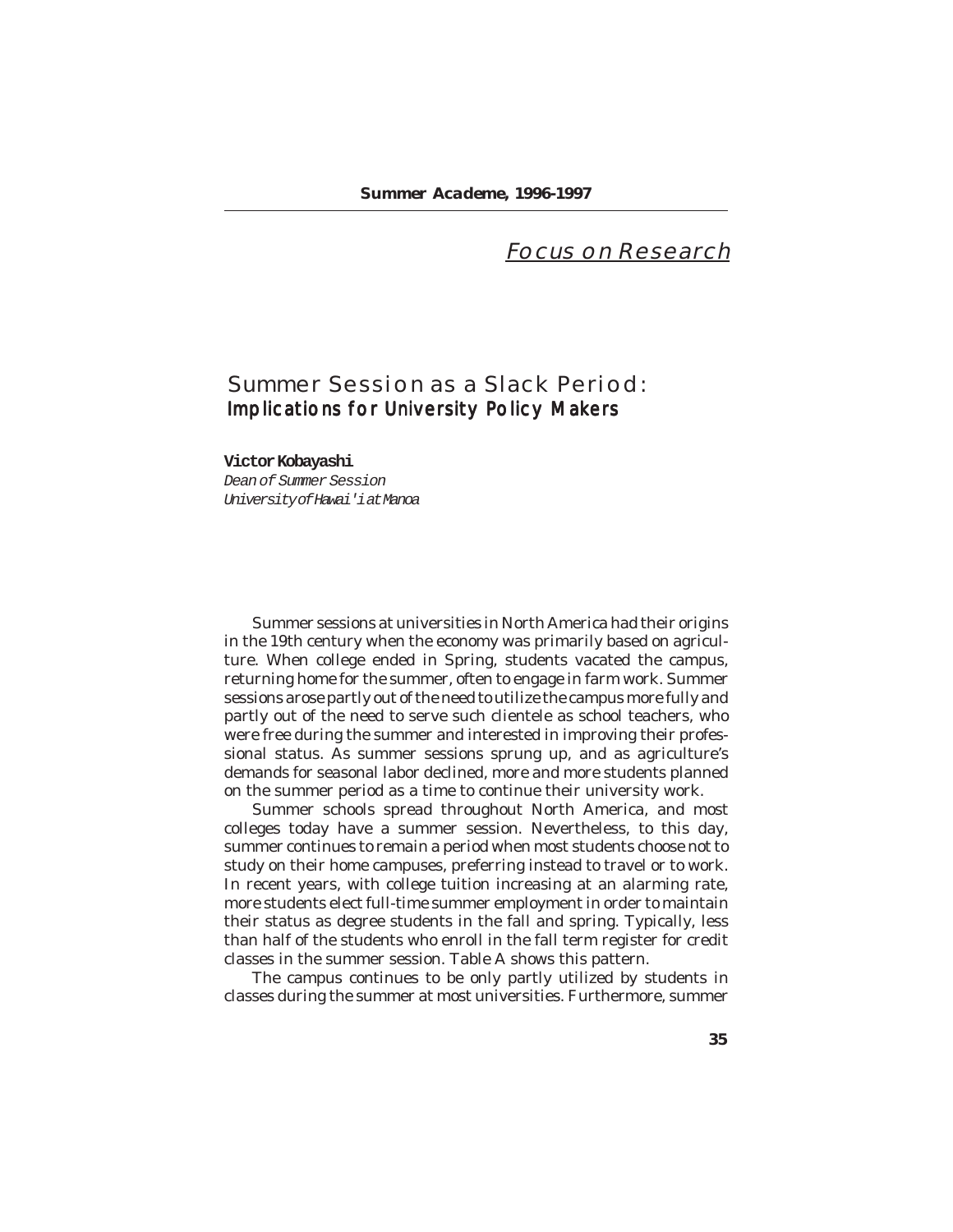*Focus on Research*

# Summer Session as a Slack Period: Implications for University Policy Makers

**Victor Kobayashi**
*Dean of Summer Session*
*University of Hawai'i at Manoa*

Summer sessions at universities in North America had their origins in the 19th century when the economy was primarily based on agriculture. When college ended in Spring, students vacated the campus, returning home for the summer, often to engage in farm work. Summer sessions arose partly out of the need to utilize the campus more fully and partly out of the need to serve such clientele as school teachers, who were free during the summer and interested in improving their professional status. As summer sessions sprung up, and as agriculture's demands for seasonal labor declined, more and more students planned on the summer period as a time to continue their university work.

Summer schools spread throughout North America, and most colleges today have a summer session. Nevertheless, to this day, summer continues to remain a period when most students choose not to study on their home campuses, preferring instead to travel or to work. In recent years, with college tuition increasing at an alarming rate, more students elect full-time summer employment in order to maintain their status as degree students in the fall and spring. Typically, less than half of the students who enroll in the fall term register for credit classes in the summer session. Table A shows this pattern.

The campus continues to be only partly utilized by students in classes during the summer at most universities. Furthermore, summer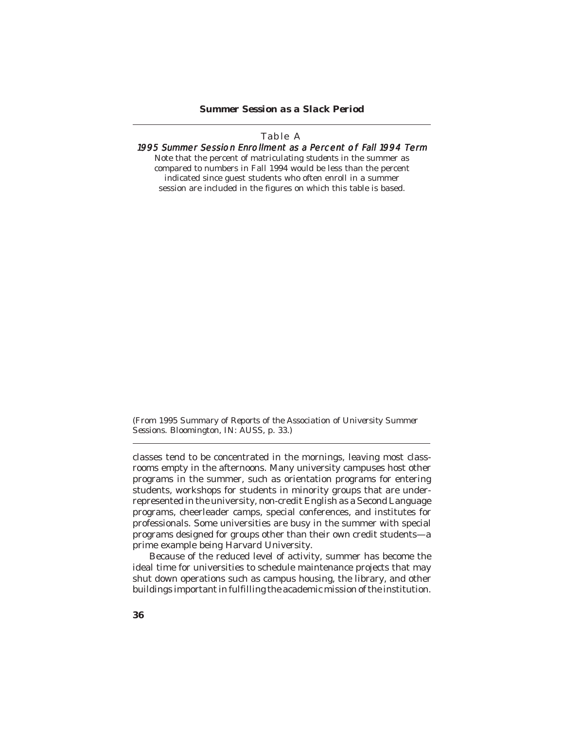Table A

*1995 Summer Session Enrollment as a Percent of Fall 1994 Term*

Note that the percent of matriculating students in the summer as compared to numbers in Fall 1994 would be less than the percent indicated since guest students who often enroll in a summer session are included in the figures on which this table is based.

(From *1995 Summary of Reports of the Association of University Summer Sessions.* Bloomington, IN: AUSS, p. 33.)

classes tend to be concentrated in the mornings, leaving most classrooms empty in the afternoons. Many university campuses host other programs in the summer, such as orientation programs for entering students, workshops for students in minority groups that are underrepresented in the university, non-credit English as a Second Language programs, cheerleader camps, special conferences, and institutes for professionals. Some universities are busy in the summer with special programs designed for groups other than their own credit students—a prime example being Harvard University.

Because of the reduced level of activity, summer has become the ideal time for universities to schedule maintenance projects that may shut down operations such as campus housing, the library, and other buildings important in fulfilling the academic mission of the institution.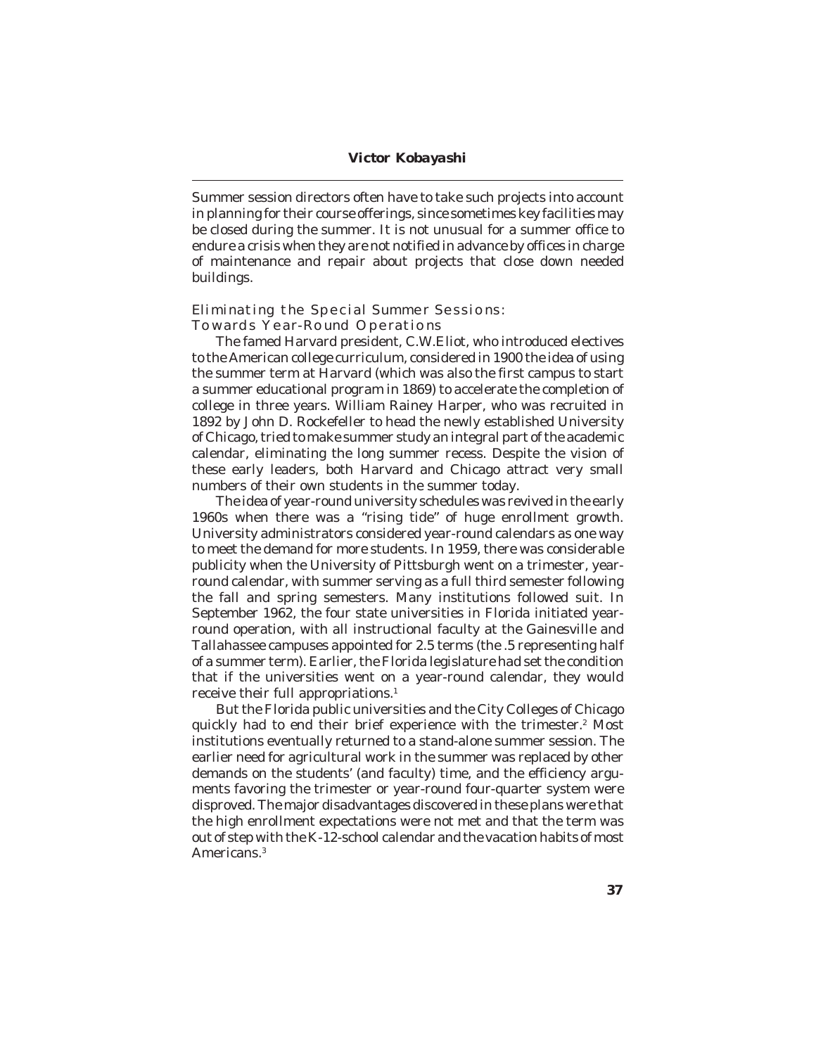Summer session directors often have to take such projects into account in planning for their course offerings, since sometimes key facilities may be closed during the summer. It is not unusual for a summer office to endure a crisis when they are not notified in advance by offices in charge of maintenance and repair about projects that close down needed buildings.

## Eliminating the Special Summer Sessions: Towards Year-Round Operations

The famed Harvard president, C.W.Eliot, who introduced electives to the American college curriculum, considered in 1900 the idea of using the summer term at Harvard (which was also the first campus to start a summer educational program in 1869) to accelerate the completion of college in three years. William Rainey Harper, who was recruited in 1892 by John D. Rockefeller to head the newly established University of Chicago, tried to make summer study an integral part of the academic calendar, eliminating the long summer recess. Despite the vision of these early leaders, both Harvard and Chicago attract very small numbers of their own students in the summer today.

The idea of year-round university schedules was revived in the early 1960s when there was a "rising tide" of huge enrollment growth. University administrators considered year-round calendars as one way to meet the demand for more students. In 1959, there was considerable publicity when the University of Pittsburgh went on a trimester, year-round calendar, with summer serving as a full third semester following the fall and spring semesters. Many institutions followed suit. In September 1962, the four state universities in Florida initiated year-round operation, with all instructional faculty at the Gainesville and Tallahassee campuses appointed for 2.5 terms (the .5 representing half of a summer term). Earlier, the Florida legislature had set the condition that if the universities went on a year-round calendar, they would receive their full appropriations.[1]

But the Florida public universities and the City Colleges of Chicago quickly had to end their brief experience with the trimester.[2] Most institutions eventually returned to a stand-alone summer session. The earlier need for agricultural work in the summer was replaced by other demands on the students' (and faculty) time, and the efficiency arguments favoring the trimester or year-round four-quarter system were disproved. The major disadvantages discovered in these plans were that the high enrollment expectations were not met and that the term was out of step with the K-12-school calendar and the vacation habits of most Americans.[3]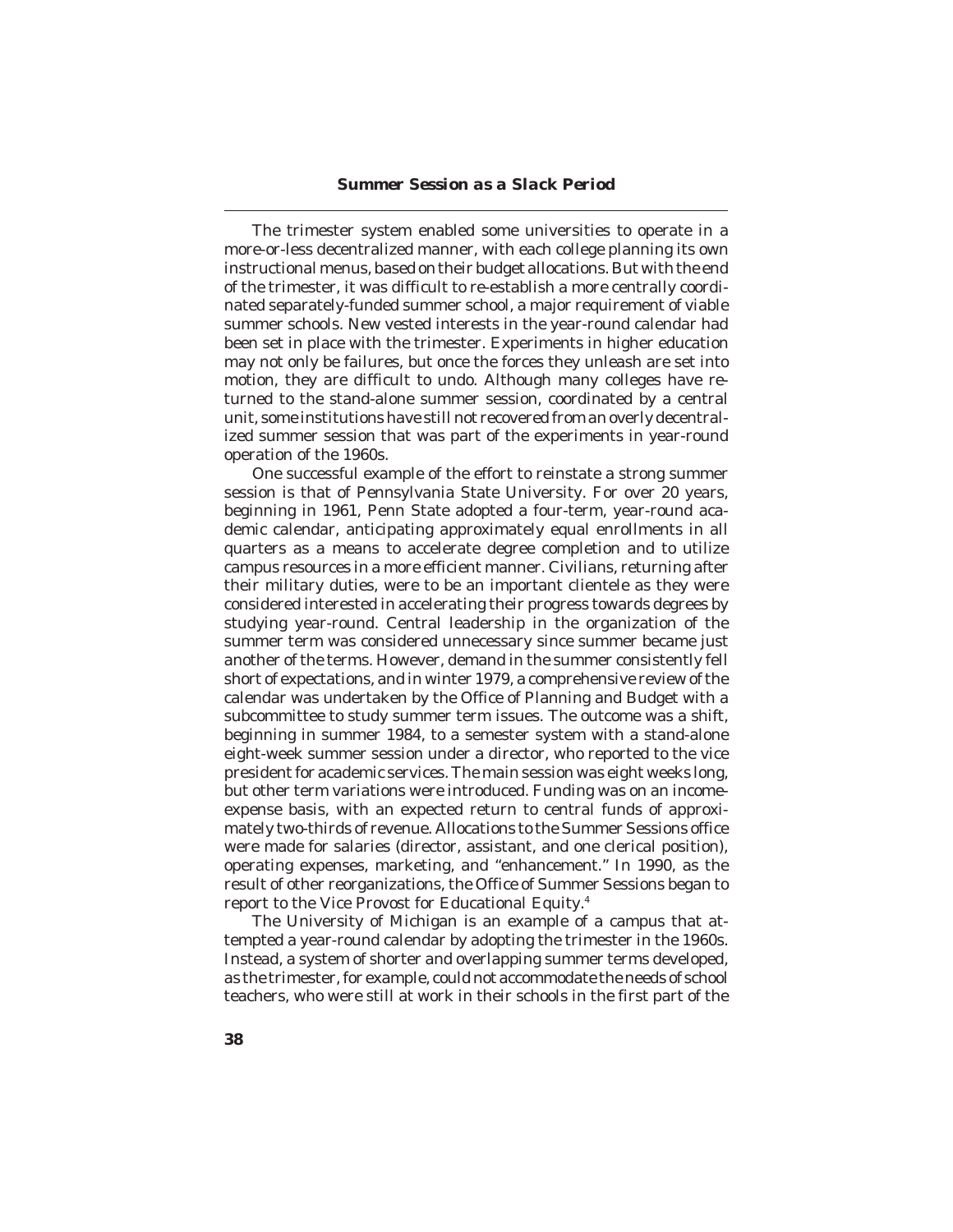The trimester system enabled some universities to operate in a more-or-less decentralized manner, with each college planning its own instructional menus, based on their budget allocations. But with the end of the trimester, it was difficult to re-establish a more centrally coordinated separately-funded summer school, a major requirement of viable summer schools. New vested interests in the year-round calendar had been set in place with the trimester. Experiments in higher education may not only be failures, but once the forces they unleash are set into motion, they are difficult to undo. Although many colleges have returned to the stand-alone summer session, coordinated by a central unit, some institutions have still not recovered from an overly decentralized summer session that was part of the experiments in year-round operation of the 1960s.

One successful example of the effort to reinstate a strong summer session is that of Pennsylvania State University. For over 20 years, beginning in 1961, Penn State adopted a four-term, year-round academic calendar, anticipating approximately equal enrollments in all quarters as a means to accelerate degree completion and to utilize campus resources in a more efficient manner. Civilians, returning after their military duties, were to be an important clientele as they were considered interested in accelerating their progress towards degrees by studying year-round. Central leadership in the organization of the summer term was considered unnecessary since summer became just another of the terms. However, demand in the summer consistently fell short of expectations, and in winter 1979, a comprehensive review of the calendar was undertaken by the Office of Planning and Budget with a subcommittee to study summer term issues. The outcome was a shift, beginning in summer 1984, to a semester system with a stand-alone eight-week summer session under a director, who reported to the vice president for academic services. The main session was eight weeks long, but other term variations were introduced. Funding was on an income-expense basis, with an expected return to central funds of approximately two-thirds of revenue. Allocations to the Summer Sessions office were made for salaries (director, assistant, and one clerical position), operating expenses, marketing, and "enhancement." In 1990, as the result of other reorganizations, the Office of Summer Sessions began to report to the Vice Provost for Educational Equity.[4]

The University of Michigan is an example of a campus that attempted a year-round calendar by adopting the trimester in the 1960s. Instead, a system of shorter and overlapping summer terms developed, as the trimester, for example, could not accommodate the needs of school teachers, who were still at work in their schools in the first part of the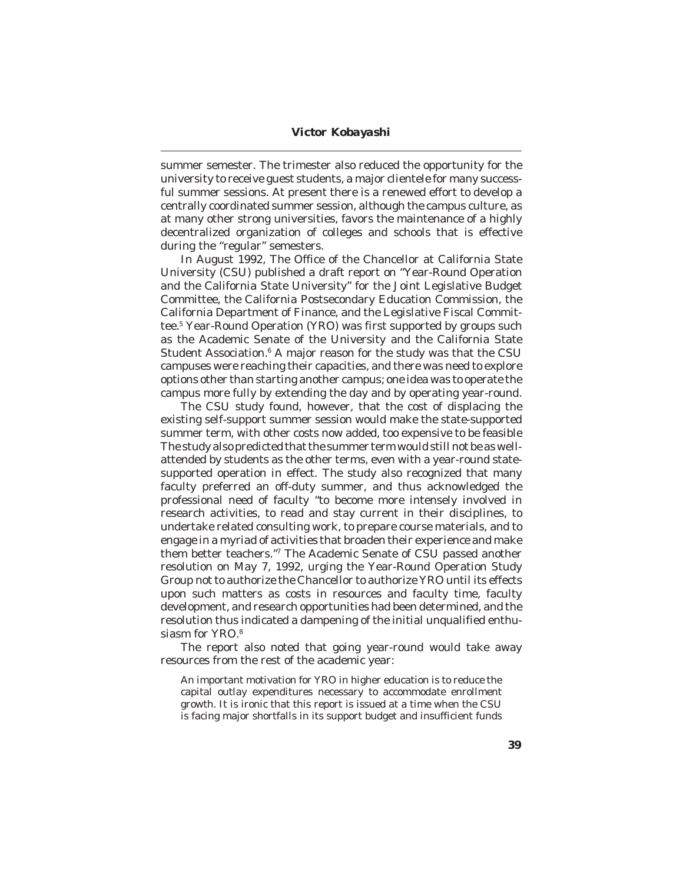summer semester. The trimester also reduced the opportunity for the university to receive guest students, a major clientele for many successful summer sessions. At present there is a renewed effort to develop a centrally coordinated summer session, although the campus culture, as at many other strong universities, favors the maintenance of a highly decentralized organization of colleges and schools that is effective during the "regular" semesters.

In August 1992, The Office of the Chancellor at California State University (CSU) published a draft report on "Year-Round Operation and the California State University" for the Joint Legislative Budget Committee, the California Postsecondary Education Commission, the California Department of Finance, and the Legislative Fiscal Committee.[5] Year-Round Operation (YRO) was first supported by groups such as the Academic Senate of the University and the California State Student Association.[6] A major reason for the study was that the CSU campuses were reaching their capacities, and there was need to explore options other than starting another campus; one idea was to operate the campus more fully by extending the day and by operating year-round.

The CSU study found, however, that the cost of displacing the existing self-support summer session would make the state-supported summer term, with other costs now added, too expensive to be feasible The study also predicted that the summer term would still not be as well-attended by students as the other terms, even with a year-round state-supported operation in effect. The study also recognized that many faculty preferred an off-duty summer, and thus acknowledged the professional need of faculty "to become more intensely involved in research activities, to read and stay current in their disciplines, to undertake related consulting work, to prepare course materials, and to engage in a myriad of activities that broaden their experience and make them better teachers."[7] The Academic Senate of CSU passed another resolution on May 7, 1992, urging the Year-Round Operation Study Group not to authorize the Chancellor to authorize YRO until its effects upon such matters as costs in resources and faculty time, faculty development, and research opportunities had been determined, and the resolution thus indicated a dampening of the initial unqualified enthusiasm for YRO.[8]

The report also noted that going year-round would take away resources from the rest of the academic year:

> An important motivation for YRO in higher education is to reduce the capital outlay expenditures necessary to accommodate enrollment growth. It is ironic that this report is issued at a time when the CSU is facing major shortfalls in its support budget and insufficient funds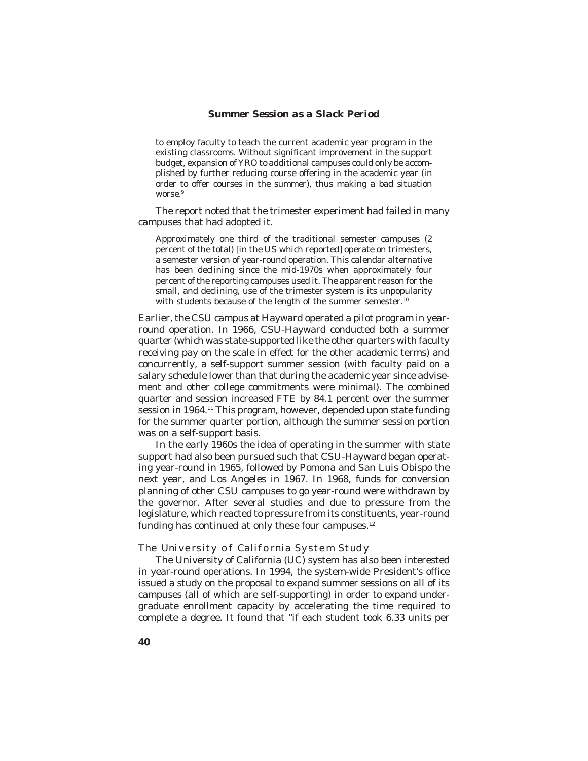to employ faculty to teach the current academic year program in the existing classrooms. Without significant improvement in the support budget, expansion of YRO to additional campuses could only be accomplished by further reducing course offering in the academic year (in order to offer courses in the summer), thus making a bad situation worse.[9]

The report noted that the trimester experiment had failed in many campuses that had adopted it.

> Approximately one third of the traditional semester campuses (2 percent of the total) [in the US which reported] operate on trimesters, a semester version of year-round operation. This calendar alternative has been declining since the mid-1970s when approximately four percent of the reporting campuses used it. The apparent reason for the small, and declining, use of the trimester system is its unpopularity with students because of the length of the summer semester.[10]

Earlier, the CSU campus at Hayward operated a pilot program in year-round operation. In 1966, CSU-Hayward conducted both a summer quarter (which was state-supported like the other quarters with faculty receiving pay on the scale in effect for the other academic terms) and concurrently, a self-support summer session (with faculty paid on a salary schedule lower than that during the academic year since advisement and other college commitments were minimal). The combined quarter and session increased FTE by 84.1 percent over the summer session in 1964.[11] This program, however, depended upon state funding for the summer quarter portion, although the summer session portion was on a self-support basis.

In the early 1960s the idea of operating in the summer with state support had also been pursued such that CSU-Hayward began operating year-round in 1965, followed by Pomona and San Luis Obispo the next year, and Los Angeles in 1967. In 1968, funds for conversion planning of other CSU campuses to go year-round were withdrawn by the governor. After several studies and due to pressure from the legislature, which reacted to pressure from its constituents, year-round funding has continued at only these four campuses.[12]

### The University of California System Study

The University of California (UC) system has also been interested in year-round operations. In 1994, the system-wide President's office issued a study on the proposal to expand summer sessions on all of its campuses (all of which are self-supporting) in order to expand undergraduate enrollment capacity by accelerating the time required to complete a degree. It found that "if each student took 6.33 units per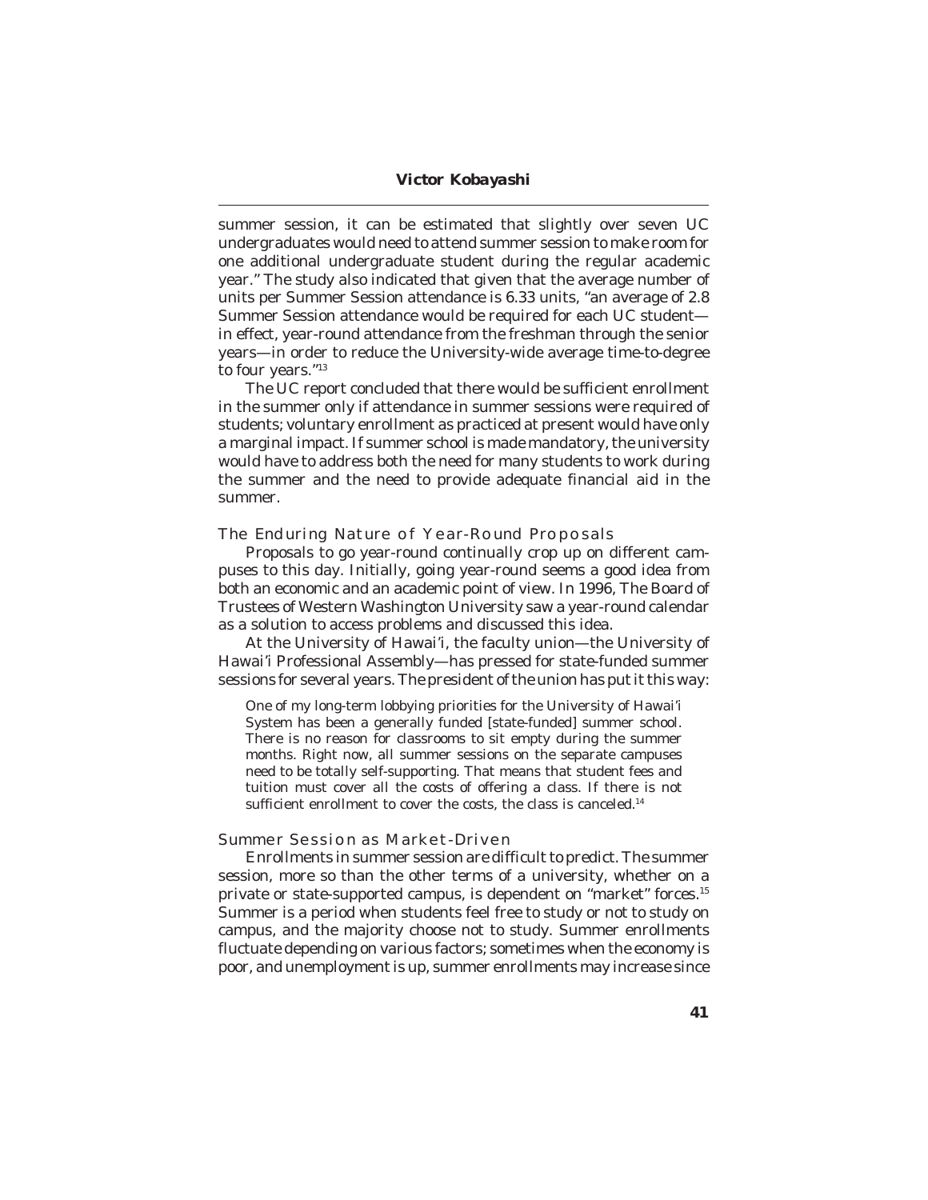summer session, it can be estimated that slightly over seven UC undergraduates would need to attend summer session to make room for one additional undergraduate student during the regular academic year." The study also indicated that given that the average number of units per Summer Session attendance is 6.33 units, "an average of 2.8 Summer Session attendance would be required for each UC student—in effect, year-round attendance from the freshman through the senior years—in order to reduce the University-wide average time-to-degree to four years."[13]

The UC report concluded that there would be sufficient enrollment in the summer only if attendance in summer sessions were required of students; voluntary enrollment as practiced at present would have only a marginal impact. If summer school is made mandatory, the university would have to address both the need for many students to work during the summer and the need to provide adequate financial aid in the summer.

### The Enduring Nature of Year-Round Proposals

Proposals to go year-round continually crop up on different campuses to this day. Initially, going year-round seems a good idea from both an economic and an academic point of view. In 1996, The Board of Trustees of Western Washington University saw a year-round calendar as a solution to access problems and discussed this idea.

At the University of Hawai'i, the faculty union—the University of Hawai'i Professional Assembly—has pressed for state-funded summer sessions for several years. The president of the union has put it this way:

> One of my long-term lobbying priorities for the University of Hawai'i System has been a generally funded [state-funded] summer school. There is no reason for classrooms to sit empty during the summer months. Right now, all summer sessions on the separate campuses need to be totally self-supporting. That means that student fees and tuition must cover all the costs of offering a class. If there is not sufficient enrollment to cover the costs, the class is canceled.[14]

### Summer Session as Market-Driven

Enrollments in summer session are difficult to predict. The summer session, more so than the other terms of a university, whether on a private or state-supported campus, is dependent on "market" forces.[15] Summer is a period when students feel free to study or not to study on campus, and the majority choose not to study. Summer enrollments fluctuate depending on various factors; sometimes when the economy is poor, and unemployment is up, summer enrollments may increase since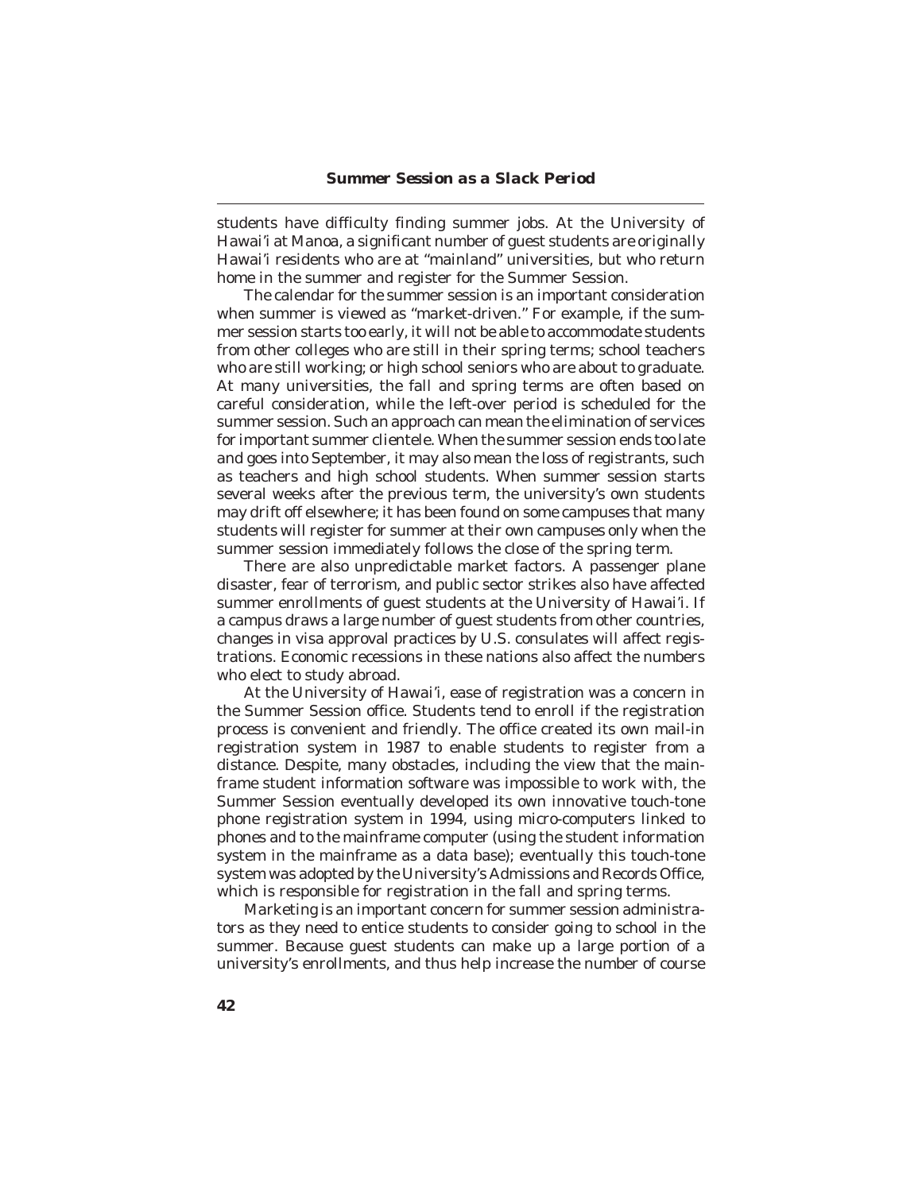students have difficulty finding summer jobs. At the University of Hawai'i at Manoa, a significant number of guest students are originally Hawai'i residents who are at "mainland" universities, but who return home in the summer and register for the Summer Session.

The calendar for the summer session is an important consideration when summer is viewed as "market-driven." For example, if the summer session starts too early, it will not be able to accommodate students from other colleges who are still in their spring terms; school teachers who are still working; or high school seniors who are about to graduate. At many universities, the fall and spring terms are often based on careful consideration, while the left-over period is scheduled for the summer session. Such an approach can mean the elimination of services for important summer clientele. When the summer session ends too late and goes into September, it may also mean the loss of registrants, such as teachers and high school students. When summer session starts several weeks after the previous term, the university's own students may drift off elsewhere; it has been found on some campuses that many students will register for summer at their own campuses only when the summer session immediately follows the close of the spring term.

There are also unpredictable market factors. A passenger plane disaster, fear of terrorism, and public sector strikes also have affected summer enrollments of guest students at the University of Hawai'i. If a campus draws a large number of guest students from other countries, changes in visa approval practices by U.S. consulates will affect registrations. Economic recessions in these nations also affect the numbers who elect to study abroad.

At the University of Hawai'i, ease of registration was a concern in the Summer Session office. Students tend to enroll if the registration process is convenient and friendly. The office created its own mail-in registration system in 1987 to enable students to register from a distance. Despite, many obstacles, including the view that the mainframe student information software was impossible to work with, the Summer Session eventually developed its own innovative touch-tone phone registration system in 1994, using micro-computers linked to phones and to the mainframe computer (using the student information system in the mainframe as a data base); eventually this touch-tone system was adopted by the University's Admissions and Records Office, which is responsible for registration in the fall and spring terms.

Marketing is an important concern for summer session administrators as they need to entice students to consider going to school in the summer. Because guest students can make up a large portion of a university's enrollments, and thus help increase the number of course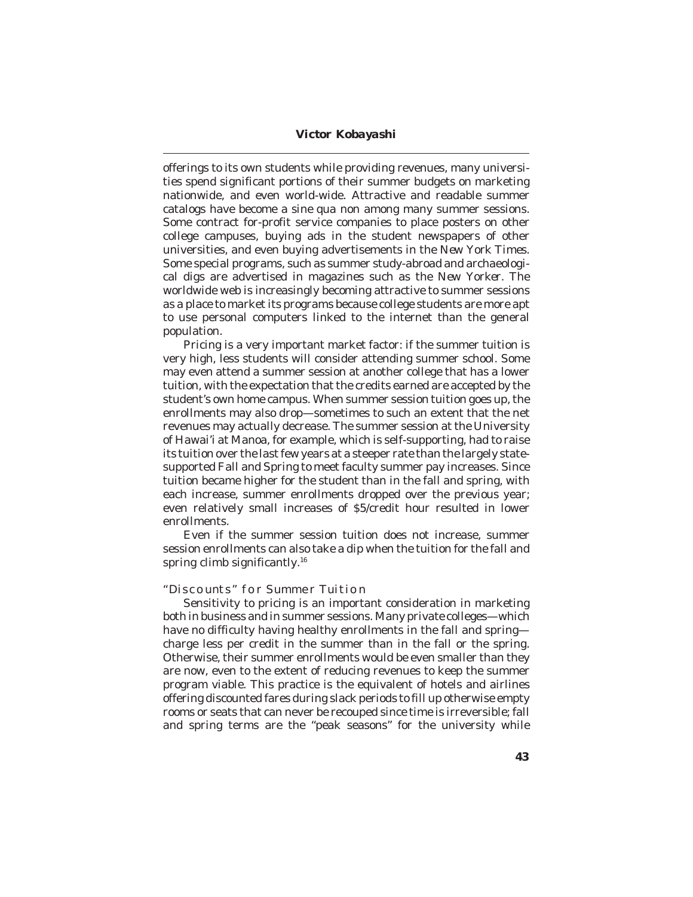offerings to its own students while providing revenues, many universities spend significant portions of their summer budgets on marketing nationwide, and even world-wide. Attractive and readable summer catalogs have become a sine qua non among many summer sessions. Some contract for-profit service companies to place posters on other college campuses, buying ads in the student newspapers of other universities, and even buying advertisements in the *New York Times*. Some special programs, such as summer study-abroad and archaeological digs are advertised in magazines such as the *New Yorker*. The worldwide web is increasingly becoming attractive to summer sessions as a place to market its programs because college students are more apt to use personal computers linked to the internet than the general population.

Pricing is a very important market factor: if the summer tuition is very high, less students will consider attending summer school. Some may even attend a summer session at another college that has a lower tuition, with the expectation that the credits earned are accepted by the student's own home campus. When summer session tuition goes up, the enrollments may also drop—sometimes to such an extent that the net revenues may actually decrease. The summer session at the University of Hawai'i at Manoa, for example, which is self-supporting, had to raise its tuition over the last few years at a steeper rate than the largely state-supported Fall and Spring to meet faculty summer pay increases. Since tuition became higher for the student than in the fall and spring, with each increase, summer enrollments dropped over the previous year; even relatively small increases of $5/credit hour resulted in lower enrollments.

Even if the summer session tuition does not increase, summer session enrollments can also take a dip when the tuition for the fall and spring climb significantly.[16]

### "Discounts" for Summer Tuition

Sensitivity to pricing is an important consideration in marketing both in business and in summer sessions. Many private colleges—which have no difficulty having healthy enrollments in the fall and spring—charge less per credit in the summer than in the fall or the spring. Otherwise, their summer enrollments would be even smaller than they are now, even to the extent of reducing revenues to keep the summer program viable. This practice is the equivalent of hotels and airlines offering discounted fares during slack periods to fill up otherwise empty rooms or seats that can never be recouped since time is irreversible; fall and spring terms are the "peak seasons" for the university while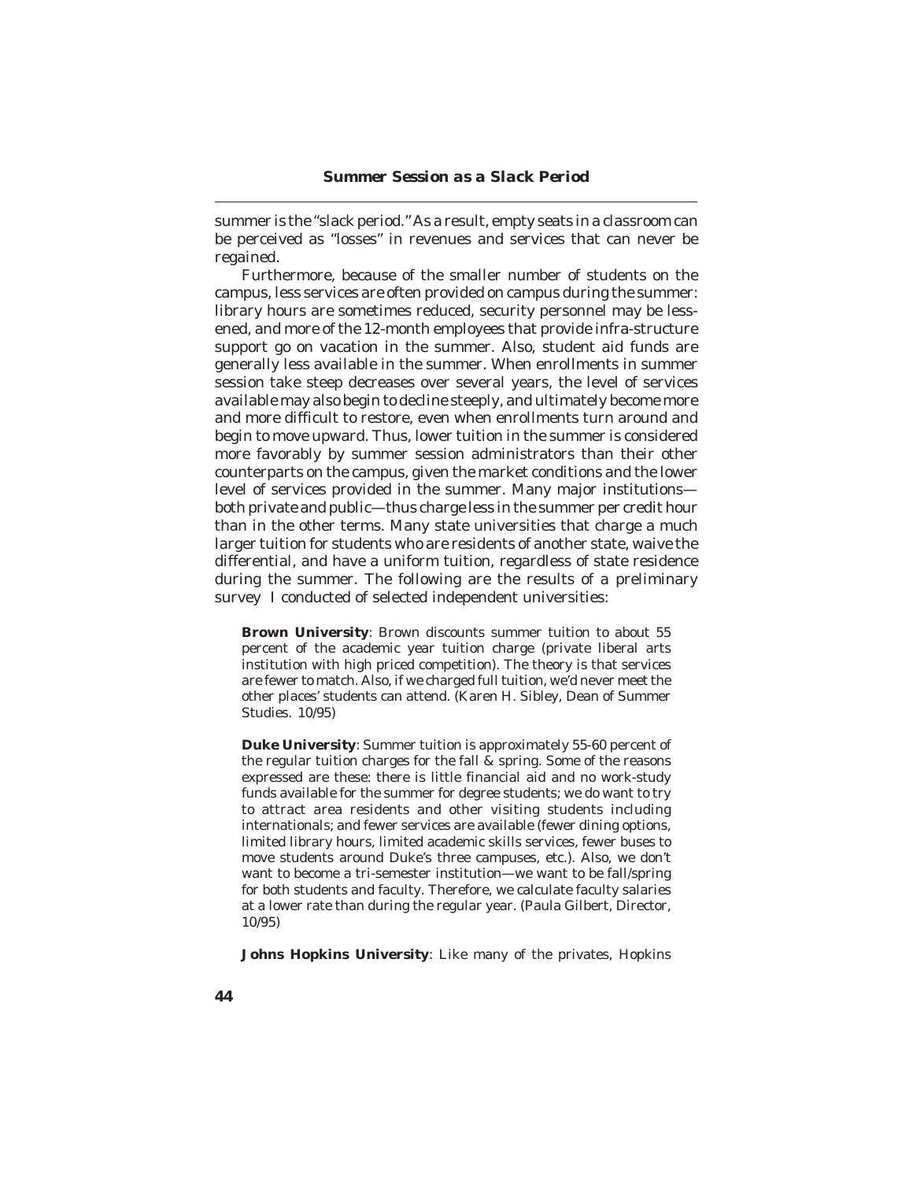summer is the "slack period." As a result, empty seats in a classroom can be perceived as "losses" in revenues and services that can never be regained.

Furthermore, because of the smaller number of students on the campus, less services are often provided on campus during the summer: library hours are sometimes reduced, security personnel may be lessened, and more of the 12-month employees that provide infra-structure support go on vacation in the summer. Also, student aid funds are generally less available in the summer. When enrollments in summer session take steep decreases over several years, the level of services available may also begin to decline steeply, and ultimately become more and more difficult to restore, even when enrollments turn around and begin to move upward. Thus, lower tuition in the summer is considered more favorably by summer session administrators than their other counterparts on the campus, given the market conditions and the lower level of services provided in the summer. Many major institutions—both private and public—thus charge less in the summer per credit hour than in the other terms. Many state universities that charge a much larger tuition for students who are residents of another state, waive the differential, and have a uniform tuition, regardless of state residence during the summer. The following are the results of a preliminary survey I conducted of selected independent universities:

> **Brown University**: Brown discounts summer tuition to about 55 percent of the academic year tuition charge (private liberal arts institution with high priced competition). The theory is that services are fewer to match. Also, if we charged full tuition, we'd never meet the other places' students can attend. (Karen H. Sibley, Dean of Summer Studies. 10/95)

> **Duke University**: Summer tuition is approximately 55-60 percent of the regular tuition charges for the fall & spring. Some of the reasons expressed are these: there is little financial aid and no work-study funds available for the summer for degree students; we do want to try to attract area residents and other visiting students including internationals; and fewer services are available (fewer dining options, limited library hours, limited academic skills services, fewer buses to move students around Duke's three campuses, etc.). Also, we don't want to become a tri-semester institution—we want to be fall/spring for both students and faculty. Therefore, we calculate faculty salaries at a lower rate than during the regular year. (Paula Gilbert, Director, 10/95)

> **Johns Hopkins University**: Like many of the privates, Hopkins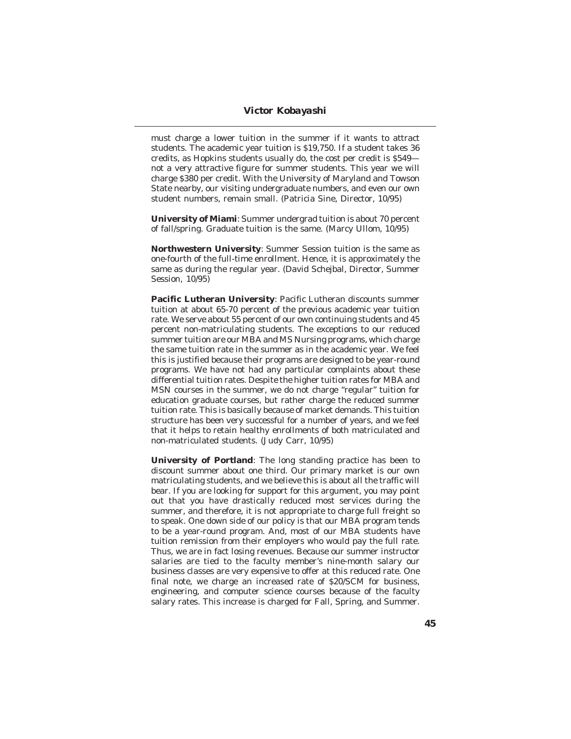must charge a lower tuition in the summer if it wants to attract students. The academic year tuition is $19,750. If a student takes 36 credits, as Hopkins students usually do, the cost per credit is $549—not a very attractive figure for summer students. This year we will charge $380 per credit. With the University of Maryland and Towson State nearby, our visiting undergraduate numbers, and even our own student numbers, remain small. (Patricia Sine, Director, 10/95)

**University of Miami**: Summer undergrad tuition is about 70 percent of fall/spring. Graduate tuition is the same. (Marcy Ullom, 10/95)

**Northwestern University**: Summer Session tuition is the same as one-fourth of the full-time enrollment. Hence, it is approximately the same as during the regular year. (David Schejbal, Director, Summer Session, 10/95)

**Pacific Lutheran University**: Pacific Lutheran discounts summer tuition at about 65-70 percent of the previous academic year tuition rate. We serve about 55 percent of our own continuing students and 45 percent non-matriculating students. The exceptions to our reduced summer tuition are our MBA and MS Nursing programs, which charge the same tuition rate in the summer as in the academic year. We feel this is justified because their programs are designed to be year-round programs. We have not had any particular complaints about these differential tuition rates. Despite the higher tuition rates for MBA and MSN courses in the summer, we do not charge "regular" tuition for education graduate courses, but rather charge the reduced summer tuition rate. This is basically because of market demands. This tuition structure has been very successful for a number of years, and we feel that it helps to retain healthy enrollments of both matriculated and non-matriculated students. (Judy Carr, 10/95)

**University of Portland**: The long standing practice has been to discount summer about one third. Our primary market is our own matriculating students, and we believe this is about all the traffic will bear. If you are looking for support for this argument, you may point out that you have drastically reduced most services during the summer, and therefore, it is not appropriate to charge full freight so to speak. One down side of our policy is that our MBA program tends to be a year-round program. And, most of our MBA students have tuition remission from their employers who would pay the full rate. Thus, we are in fact losing revenues. Because our summer instructor salaries are tied to the faculty member's nine-month salary our business classes are very expensive to offer at this reduced rate. One final note, we charge an increased rate of $20/SCM for business, engineering, and computer science courses because of the faculty salary rates. This increase is charged for Fall, Spring, and Summer.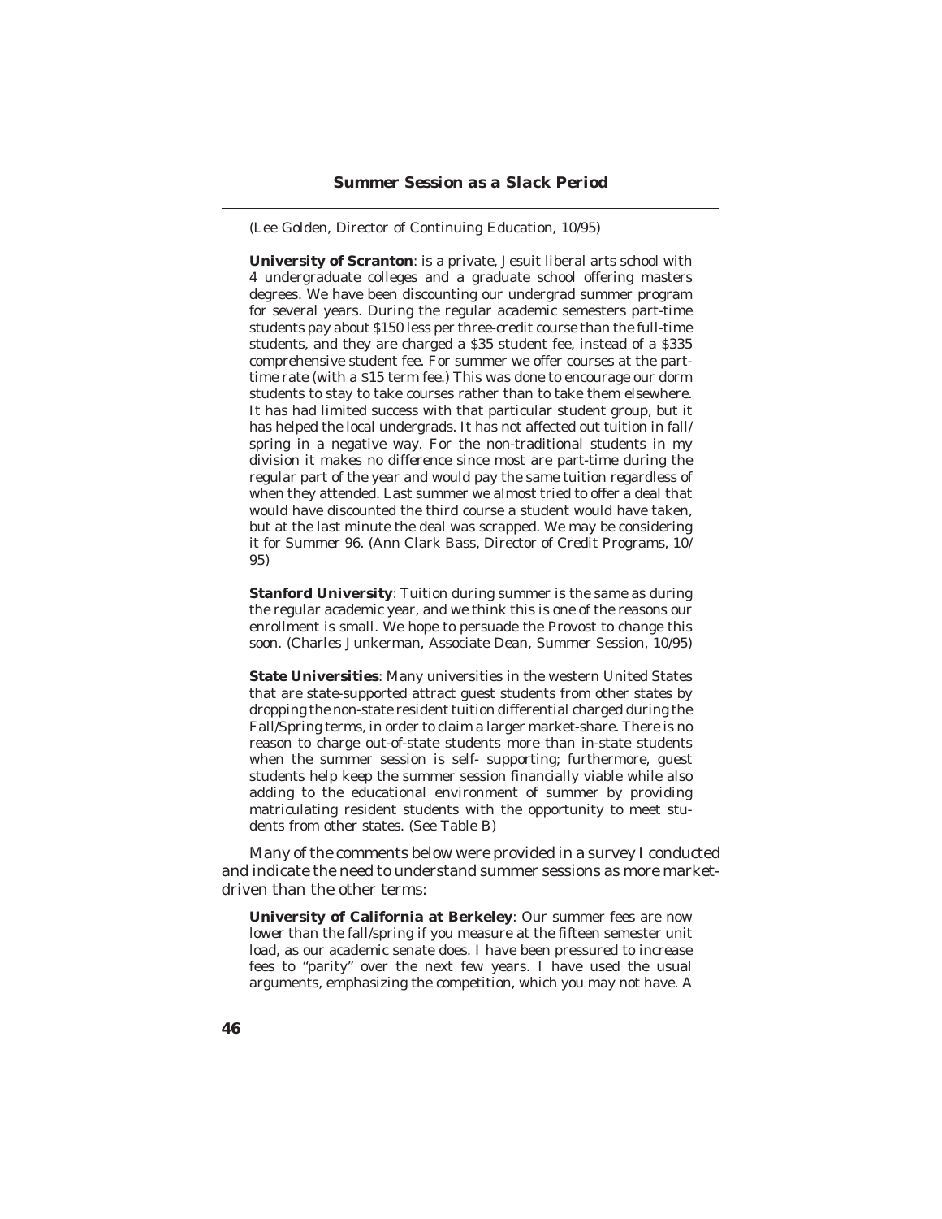(Lee Golden, Director of Continuing Education, 10/95)

> **University of Scranton**: is a private, Jesuit liberal arts school with 4 undergraduate colleges and a graduate school offering masters degrees. We have been discounting our undergrad summer program for several years. During the regular academic semesters part-time students pay about $150 less per three-credit course than the full-time students, and they are charged a $35 student fee, instead of a $335 comprehensive student fee. For summer we offer courses at the part-time rate (with a $15 term fee.) This was done to encourage our dorm students to stay to take courses rather than to take them elsewhere. It has had limited success with that particular student group, but it has helped the local undergrads. It has not affected out tuition in fall/spring in a negative way. For the non-traditional students in my division it makes no difference since most are part-time during the regular part of the year and would pay the same tuition regardless of when they attended. Last summer we almost tried to offer a deal that would have discounted the third course a student would have taken, but at the last minute the deal was scrapped. We may be considering it for Summer 96. (Ann Clark Bass, Director of Credit Programs, 10/95)

> **Stanford University**: Tuition during summer is the same as during the regular academic year, and we think this is one of the reasons our enrollment is small. We hope to persuade the Provost to change this soon. (Charles Junkerman, Associate Dean, Summer Session, 10/95)

> **State Universities**: Many universities in the western United States that are state-supported attract guest students from other states by dropping the non-state resident tuition differential charged during the Fall/Spring terms, in order to claim a larger market-share. There is no reason to charge out-of-state students more than in-state students when the summer session is self- supporting; furthermore, guest students help keep the summer session financially viable while also adding to the educational environment of summer by providing matriculating resident students with the opportunity to meet students from other states. (See Table B)

Many of the comments below were provided in a survey I conducted and indicate the need to understand summer sessions as more market-driven than the other terms:

> **University of California at Berkeley**: Our summer fees are now lower than the fall/spring if you measure at the fifteen semester unit load, as our academic senate does. I have been pressured to increase fees to "parity" over the next few years. I have used the usual arguments, emphasizing the competition, which you may not have. A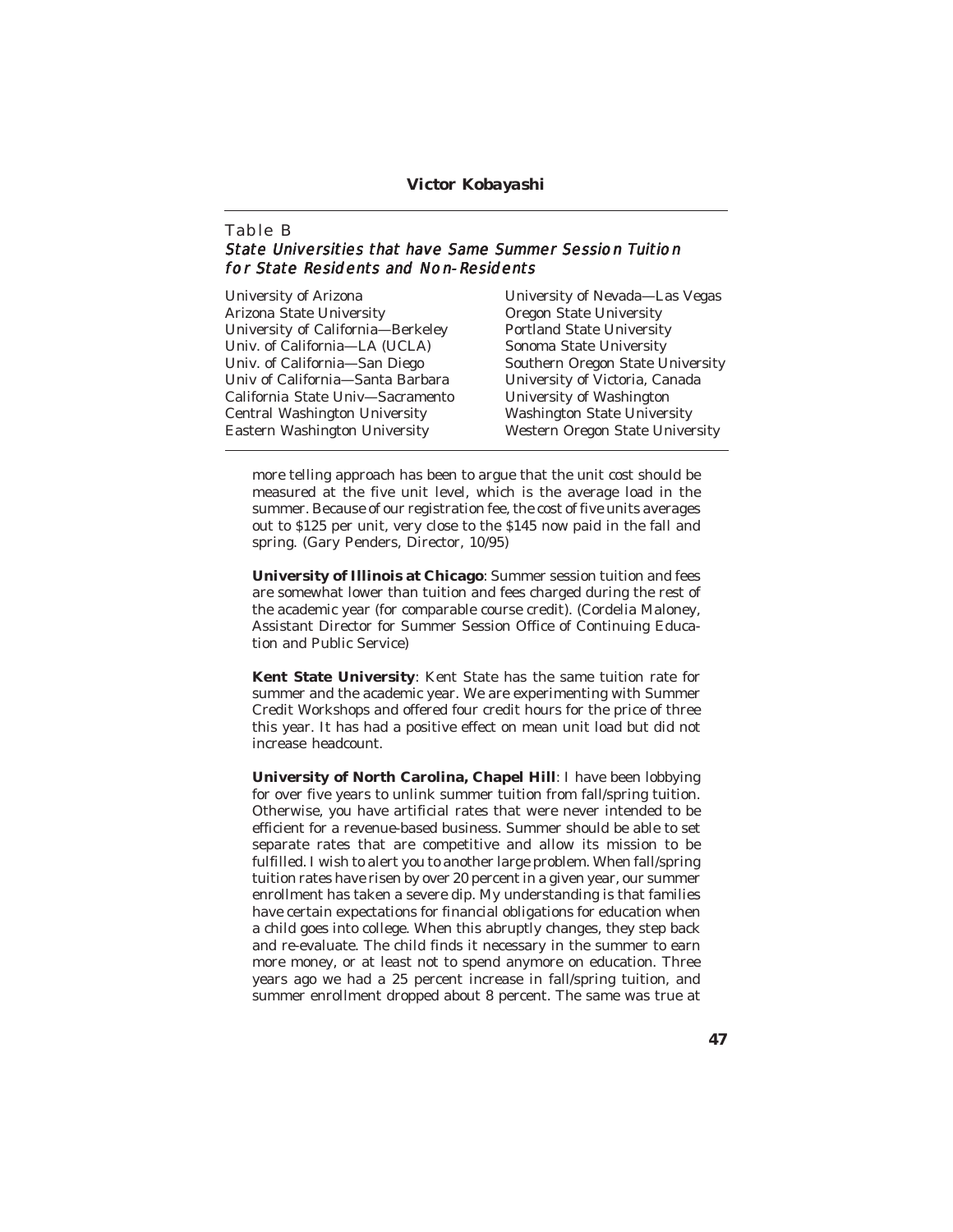Table B

*State Universities that have Same Summer Session Tuition for State Residents and Non-Residents*

| | |
|---|---|
| University of Arizona | University of Nevada—Las Vegas |
| Arizona State University | Oregon State University |
| University of California—Berkeley | Portland State University |
| Univ. of California—LA (UCLA) | Sonoma State University |
| Univ. of California—San Diego | Southern Oregon State University |
| Univ of California—Santa Barbara | University of Victoria, Canada |
| California State Univ—Sacramento | University of Washington |
| Central Washington University | Washington State University |
| Eastern Washington University | Western Oregon State University |

more telling approach has been to argue that the unit cost should be measured at the five unit level, which is the average load in the summer. Because of our registration fee, the cost of five units averages out to $125 per unit, very close to the $145 now paid in the fall and spring. (Gary Penders, Director, 10/95)

**University of Illinois at Chicago**: Summer session tuition and fees are somewhat lower than tuition and fees charged during the rest of the academic year (for comparable course credit). (Cordelia Maloney, Assistant Director for Summer Session Office of Continuing Education and Public Service)

**Kent State University**: Kent State has the same tuition rate for summer and the academic year. We are experimenting with Summer Credit Workshops and offered four credit hours for the price of three this year. It has had a positive effect on mean unit load but did not increase headcount.

**University of North Carolina, Chapel Hill**: I have been lobbying for over five years to unlink summer tuition from fall/spring tuition. Otherwise, you have artificial rates that were never intended to be efficient for a revenue-based business. Summer should be able to set separate rates that are competitive and allow its mission to be fulfilled. I wish to alert you to another large problem. When fall/spring tuition rates have risen by over 20 percent in a given year, our summer enrollment has taken a severe dip. My understanding is that families have certain expectations for financial obligations for education when a child goes into college. When this abruptly changes, they step back and re-evaluate. The child finds it necessary in the summer to earn more money, or at least not to spend anymore on education. Three years ago we had a 25 percent increase in fall/spring tuition, and summer enrollment dropped about 8 percent. The same was true at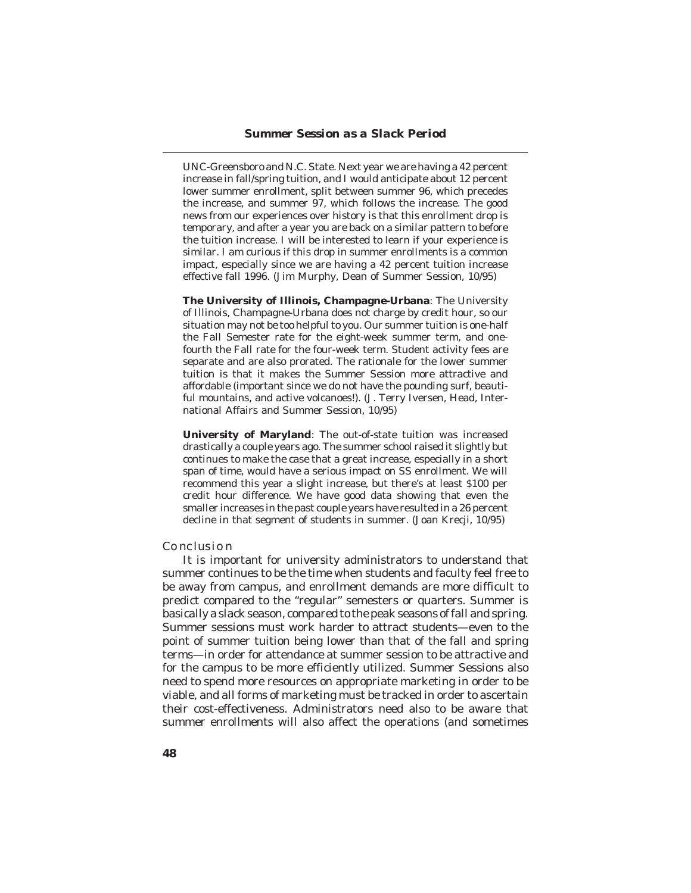UNC-Greensboro and N.C. State. Next year we are having a 42 percent increase in fall/spring tuition, and I would anticipate about 12 percent lower summer enrollment, split between summer 96, which precedes the increase, and summer 97, which follows the increase. The good news from our experiences over history is that this enrollment drop is temporary, and after a year you are back on a similar pattern to before the tuition increase. I will be interested to learn if your experience is similar. I am curious if this drop in summer enrollments is a common impact, especially since we are having a 42 percent tuition increase effective fall 1996. (Jim Murphy, Dean of Summer Session, 10/95)

**The University of Illinois, Champagne-Urbana**: The University of Illinois, Champagne-Urbana does not charge by credit hour, so our situation may not be too helpful to you. Our summer tuition is one-half the Fall Semester rate for the eight-week summer term, and one-fourth the Fall rate for the four-week term. Student activity fees are separate and are also prorated. The rationale for the lower summer tuition is that it makes the Summer Session more attractive and affordable (important since we do not have the pounding surf, beautiful mountains, and active volcanoes!). (J. Terry Iversen, Head, International Affairs and Summer Session, 10/95)

**University of Maryland**: The out-of-state tuition was increased drastically a couple years ago. The summer school raised it slightly but continues to make the case that a great increase, especially in a short span of time, would have a serious impact on SS enrollment. We will recommend this year a slight increase, but there's at least $100 per credit hour difference. We have good data showing that even the smaller increases in the past couple years have resulted in a 26 percent decline in that segment of students in summer. (Joan Krecji, 10/95)

## Conclusion

It is important for university administrators to understand that summer continues to be the time when students and faculty feel free to be away from campus, and enrollment demands are more difficult to predict compared to the "regular" semesters or quarters. Summer is basically a slack season, compared to the peak seasons of fall and spring. Summer sessions must work harder to attract students—even to the point of summer tuition being lower than that of the fall and spring terms—in order for attendance at summer session to be attractive and for the campus to be more efficiently utilized. Summer Sessions also need to spend more resources on appropriate marketing in order to be viable, and all forms of marketing must be tracked in order to ascertain their cost-effectiveness. Administrators need also to be aware that summer enrollments will also affect the operations (and sometimes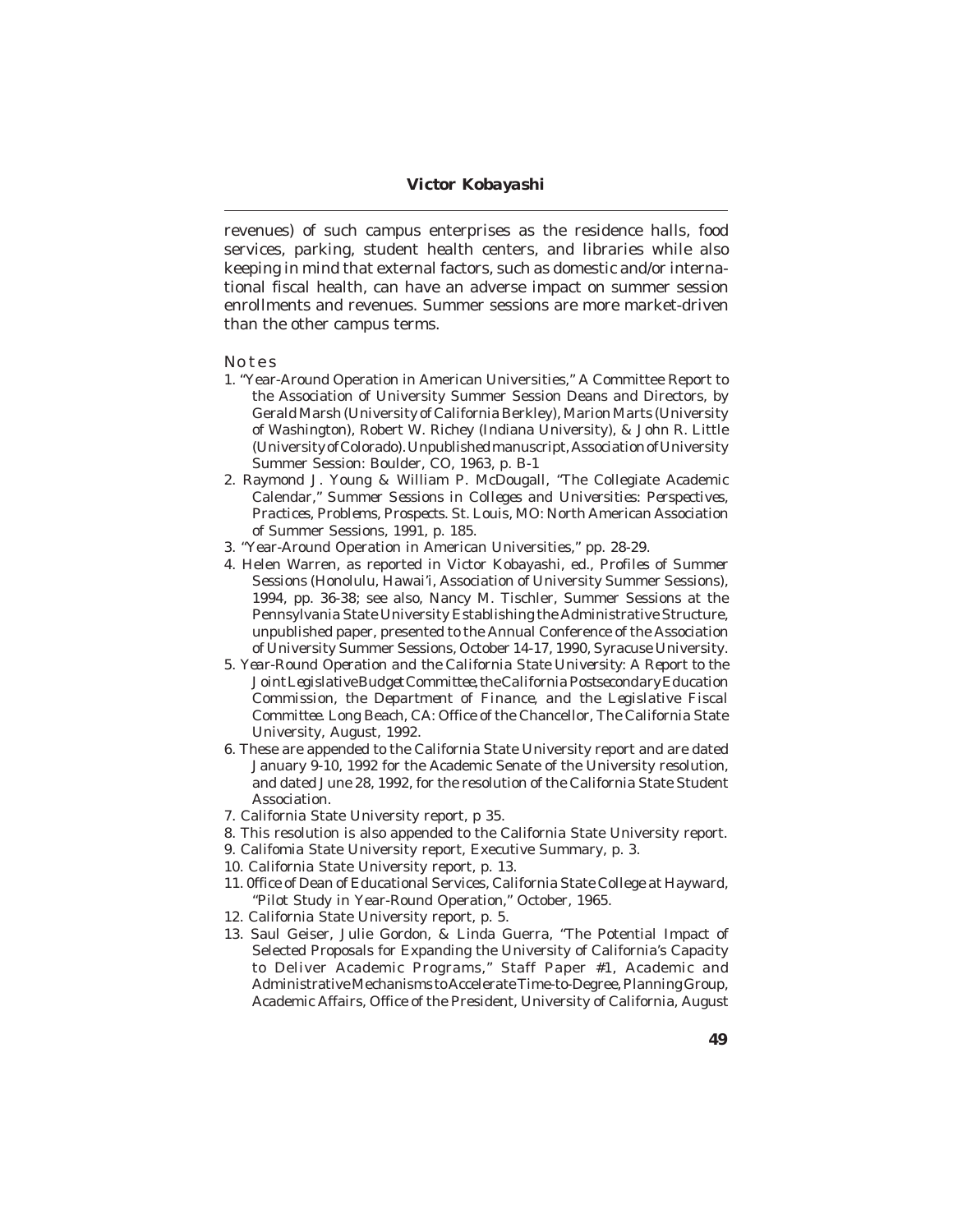revenues) of such campus enterprises as the residence halls, food services, parking, student health centers, and libraries while also keeping in mind that external factors, such as domestic and/or international fiscal health, can have an adverse impact on summer session enrollments and revenues. Summer sessions are more market-driven than the other campus terms.

## Notes

1. "Year-Around Operation in American Universities," A Committee Report to the Association of University Summer Session Deans and Directors, by Gerald Marsh (University of California Berkley), Marion Marts (University of Washington), Robert W. Richey (Indiana University), & John R. Little (University of Colorado). Unpublished manuscript, Association of University Summer Session: Boulder, CO, 1963, p. B-1
2. Raymond J. Young & William P. McDougall, "The Collegiate Academic Calendar," *Summer Sessions in Colleges and Universities: Perspectives, Practices, Problems, Prospects*. St. Louis, MO: North American Association of Summer Sessions, 1991, p. 185.
3. "Year-Around Operation in American Universities," pp. 28-29.
4. Helen Warren, as reported in Victor Kobayashi, ed., *Profiles of Summer Sessions* (Honolulu, Hawai'i, Association of University Summer Sessions), 1994, pp. 36-38; see also, Nancy M. Tischler, Summer Sessions at the Pennsylvania State University Establishing the Administrative Structure, unpublished paper, presented to the Annual Conference of the Association of University Summer Sessions, October 14-17, 1990, Syracuse University.
5. *Year-Round Operation and the California State University: A Report to the Joint Legislative Budget Committee, the California Postsecondary Education Commission, the Department of Finance, and the Legislative Fiscal Committee.* Long Beach, CA: Office of the Chancellor, The California State University, August, 1992.
6. These are appended to the California State University report and are dated January 9-10, 1992 for the Academic Senate of the University resolution, and dated June 28, 1992, for the resolution of the California State Student Association.
7. California State University report, p 35.
8. This resolution is also appended to the California State University report.
9. Califomia State University report, Executive Summary, p. 3.
10. California State University report, p. 13.
11. 0ffice of Dean of Educational Services, California State College at Hayward, "Pilot Study in Year-Round Operation," October, 1965.
12. California State University report, p. 5.
13. Saul Geiser, Julie Gordon, & Linda Guerra, "The Potential Impact of Selected Proposals for Expanding the University of California's Capacity to Deliver Academic Programs," Staff Paper #1, Academic and Administrative Mechanisms to Accelerate Time-to-Degree, Planning Group, Academic Affairs, Office of the President, University of California, August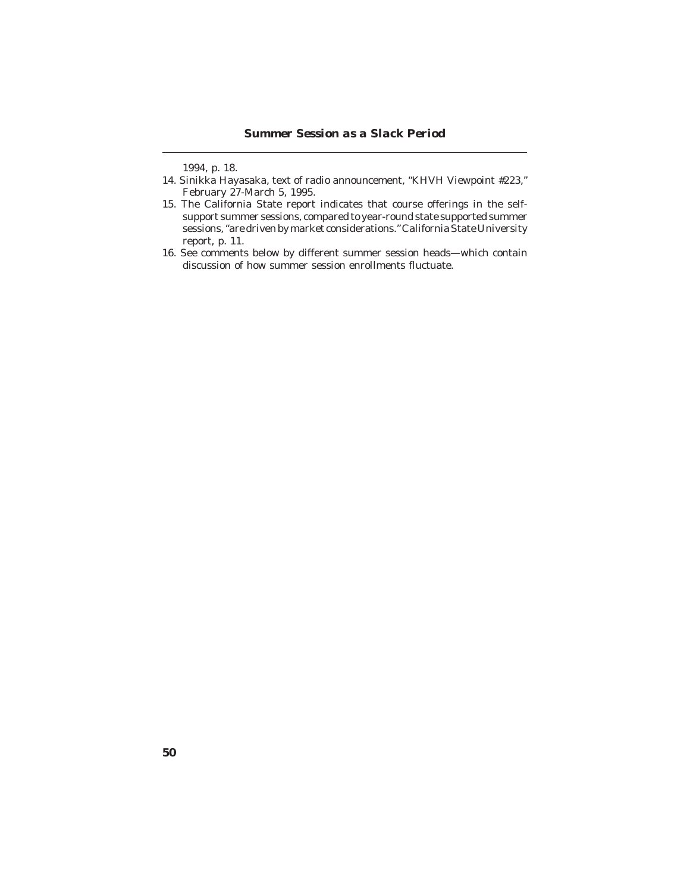1994, p. 18.

14. Sinikka Hayasaka, text of radio announcement, "KHVH Viewpoint #223," February 27-March 5, 1995.
15. The California State report indicates that course offerings in the self-support summer sessions, compared to year-round state supported summer sessions, "are driven by market considerations." California State University report, p. 11.
16. See comments below by different summer session heads—which contain discussion of how summer session enrollments fluctuate.